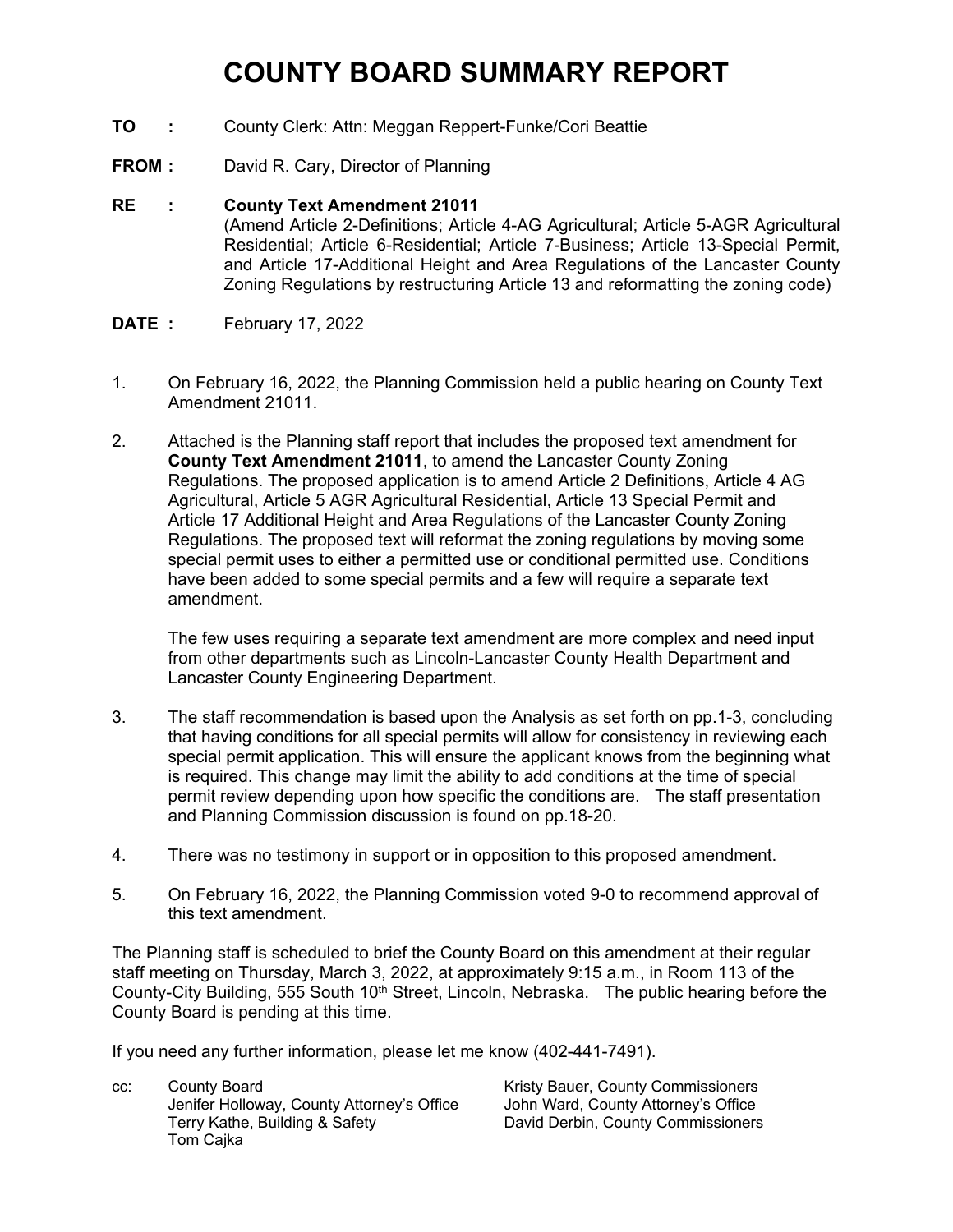# COUNTY BOARD SUMMARY REPORT

**TO :** County Clerk: Attn: Meggan Reppert-Funke/Cori Beattie

**FROM :** David R. Cary, Director of Planning

**RE :** **County Text Amendment 21011**
(Amend Article 2-Definitions; Article 4-AG Agricultural; Article 5-AGR Agricultural Residential; Article 6-Residential; Article 7-Business; Article 13-Special Permit, and Article 17-Additional Height and Area Regulations of the Lancaster County Zoning Regulations by restructuring Article 13 and reformatting the zoning code)

**DATE :** February 17, 2022

1. On February 16, 2022, the Planning Commission held a public hearing on County Text Amendment 21011.

2. Attached is the Planning staff report that includes the proposed text amendment for **County Text Amendment 21011**, to amend the Lancaster County Zoning Regulations. The proposed application is to amend Article 2 Definitions, Article 4 AG Agricultural, Article 5 AGR Agricultural Residential, Article 13 Special Permit and Article 17 Additional Height and Area Regulations of the Lancaster County Zoning Regulations. The proposed text will reformat the zoning regulations by moving some special permit uses to either a permitted use or conditional permitted use. Conditions have been added to some special permits and a few will require a separate text amendment.

   The few uses requiring a separate text amendment are more complex and need input from other departments such as Lincoln-Lancaster County Health Department and Lancaster County Engineering Department.

3. The staff recommendation is based upon the Analysis as set forth on pp.1-3, concluding that having conditions for all special permits will allow for consistency in reviewing each special permit application. This will ensure the applicant knows from the beginning what is required. This change may limit the ability to add conditions at the time of special permit review depending upon how specific the conditions are. The staff presentation and Planning Commission discussion is found on pp.18-20.

4. There was no testimony in support or in opposition to this proposed amendment.

5. On February 16, 2022, the Planning Commission voted 9-0 to recommend approval of this text amendment.

The Planning staff is scheduled to brief the County Board on this amendment at their regular staff meeting on Thursday, March 3, 2022, at approximately 9:15 a.m., in Room 113 of the County-City Building, 555 South 10th Street, Lincoln, Nebraska. The public hearing before the County Board is pending at this time.

If you need any further information, please let me know (402-441-7491).

cc: County Board
Jenifer Holloway, County Attorney's Office
Terry Kathe, Building & Safety
Tom Cajka
Kristy Bauer, County Commissioners
John Ward, County Attorney's Office
David Derbin, County Commissioners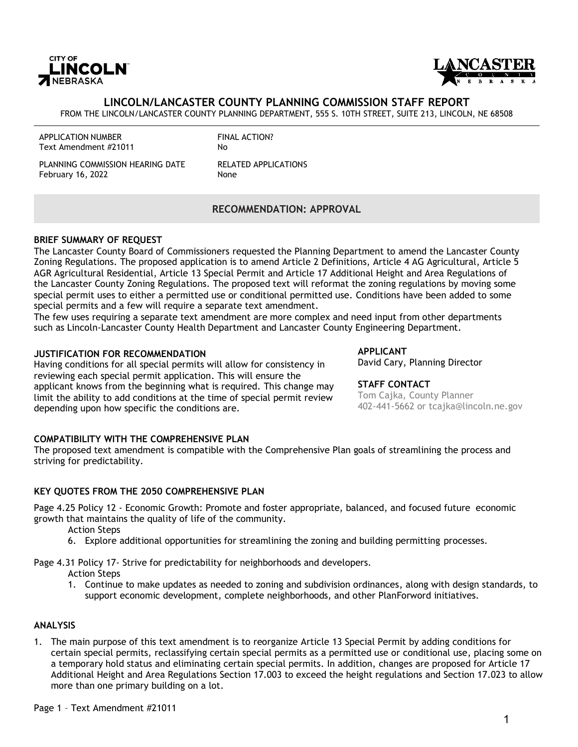## LINCOLN/LANCASTER COUNTY PLANNING COMMISSION STAFF REPORT

FROM THE LINCOLN/LANCASTER COUNTY PLANNING DEPARTMENT, 555 S. 10TH STREET, SUITE 213, LINCOLN, NE 68508

| | |
|---|---|
| APPLICATION NUMBER<br>Text Amendment #21011 | FINAL ACTION?<br>No |
| PLANNING COMMISSION HEARING DATE<br>February 16, 2022 | RELATED APPLICATIONS<br>None |

### RECOMMENDATION: APPROVAL

**BRIEF SUMMARY OF REQUEST**

The Lancaster County Board of Commissioners requested the Planning Department to amend the Lancaster County Zoning Regulations. The proposed application is to amend Article 2 Definitions, Article 4 AG Agricultural, Article 5 AGR Agricultural Residential, Article 13 Special Permit and Article 17 Additional Height and Area Regulations of the Lancaster County Zoning Regulations. The proposed text will reformat the zoning regulations by moving some special permit uses to either a permitted use or conditional permitted use. Conditions have been added to some special permits and a few will require a separate text amendment.

The few uses requiring a separate text amendment are more complex and need input from other departments such as Lincoln-Lancaster County Health Department and Lancaster County Engineering Department.

**JUSTIFICATION FOR RECOMMENDATION**

Having conditions for all special permits will allow for consistency in reviewing each special permit application. This will ensure the applicant knows from the beginning what is required. This change may limit the ability to add conditions at the time of special permit review depending upon how specific the conditions are.

**APPLICANT**

David Cary, Planning Director

**STAFF CONTACT**

Tom Cajka, County Planner
402-441-5662 or tcajka@lincoln.ne.gov

**COMPATIBILITY WITH THE COMPREHENSIVE PLAN**

The proposed text amendment is compatible with the Comprehensive Plan goals of streamlining the process and striving for predictability.

**KEY QUOTES FROM THE 2050 COMPREHENSIVE PLAN**

Page 4.25 Policy 12 - Economic Growth: Promote and foster appropriate, balanced, and focused future economic growth that maintains the quality of life of the community.

Action Steps

6. Explore additional opportunities for streamlining the zoning and building permitting processes.

Page 4.31 Policy 17- Strive for predictability for neighborhoods and developers.

Action Steps

1. Continue to make updates as needed to zoning and subdivision ordinances, along with design standards, to support economic development, complete neighborhoods, and other PlanForword initiatives.

**ANALYSIS**

1. The main purpose of this text amendment is to reorganize Article 13 Special Permit by adding conditions for certain special permits, reclassifying certain special permits as a permitted use or conditional use, placing some on a temporary hold status and eliminating certain special permits. In addition, changes are proposed for Article 17 Additional Height and Area Regulations Section 17.003 to exceed the height regulations and Section 17.023 to allow more than one primary building on a lot.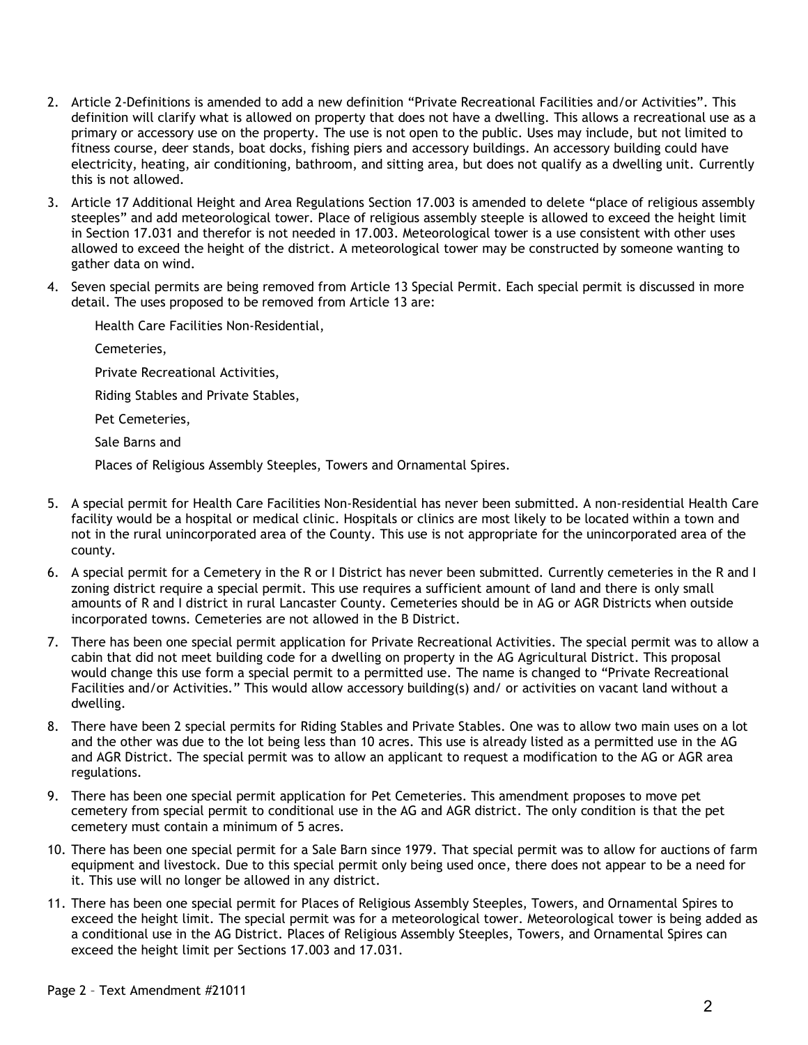2. Article 2-Definitions is amended to add a new definition "Private Recreational Facilities and/or Activities". This definition will clarify what is allowed on property that does not have a dwelling. This allows a recreational use as a primary or accessory use on the property. The use is not open to the public. Uses may include, but not limited to fitness course, deer stands, boat docks, fishing piers and accessory buildings. An accessory building could have electricity, heating, air conditioning, bathroom, and sitting area, but does not qualify as a dwelling unit. Currently this is not allowed.

3. Article 17 Additional Height and Area Regulations Section 17.003 is amended to delete "place of religious assembly steeples" and add meteorological tower. Place of religious assembly steeple is allowed to exceed the height limit in Section 17.031 and therefor is not needed in 17.003. Meteorological tower is a use consistent with other uses allowed to exceed the height of the district. A meteorological tower may be constructed by someone wanting to gather data on wind.

4. Seven special permits are being removed from Article 13 Special Permit. Each special permit is discussed in more detail. The uses proposed to be removed from Article 13 are:

   Health Care Facilities Non-Residential,

   Cemeteries,

   Private Recreational Activities,

   Riding Stables and Private Stables,

   Pet Cemeteries,

   Sale Barns and

   Places of Religious Assembly Steeples, Towers and Ornamental Spires.

5. A special permit for Health Care Facilities Non-Residential has never been submitted. A non-residential Health Care facility would be a hospital or medical clinic. Hospitals or clinics are most likely to be located within a town and not in the rural unincorporated area of the County. This use is not appropriate for the unincorporated area of the county.

6. A special permit for a Cemetery in the R or I District has never been submitted. Currently cemeteries in the R and I zoning district require a special permit. This use requires a sufficient amount of land and there is only small amounts of R and I district in rural Lancaster County. Cemeteries should be in AG or AGR Districts when outside incorporated towns. Cemeteries are not allowed in the B District.

7. There has been one special permit application for Private Recreational Activities. The special permit was to allow a cabin that did not meet building code for a dwelling on property in the AG Agricultural District. This proposal would change this use form a special permit to a permitted use. The name is changed to "Private Recreational Facilities and/or Activities." This would allow accessory building(s) and/ or activities on vacant land without a dwelling.

8. There have been 2 special permits for Riding Stables and Private Stables. One was to allow two main uses on a lot and the other was due to the lot being less than 10 acres. This use is already listed as a permitted use in the AG and AGR District. The special permit was to allow an applicant to request a modification to the AG or AGR area regulations.

9. There has been one special permit application for Pet Cemeteries. This amendment proposes to move pet cemetery from special permit to conditional use in the AG and AGR district. The only condition is that the pet cemetery must contain a minimum of 5 acres.

10. There has been one special permit for a Sale Barn since 1979. That special permit was to allow for auctions of farm equipment and livestock. Due to this special permit only being used once, there does not appear to be a need for it. This use will no longer be allowed in any district.

11. There has been one special permit for Places of Religious Assembly Steeples, Towers, and Ornamental Spires to exceed the height limit. The special permit was for a meteorological tower. Meteorological tower is being added as a conditional use in the AG District. Places of Religious Assembly Steeples, Towers, and Ornamental Spires can exceed the height limit per Sections 17.003 and 17.031.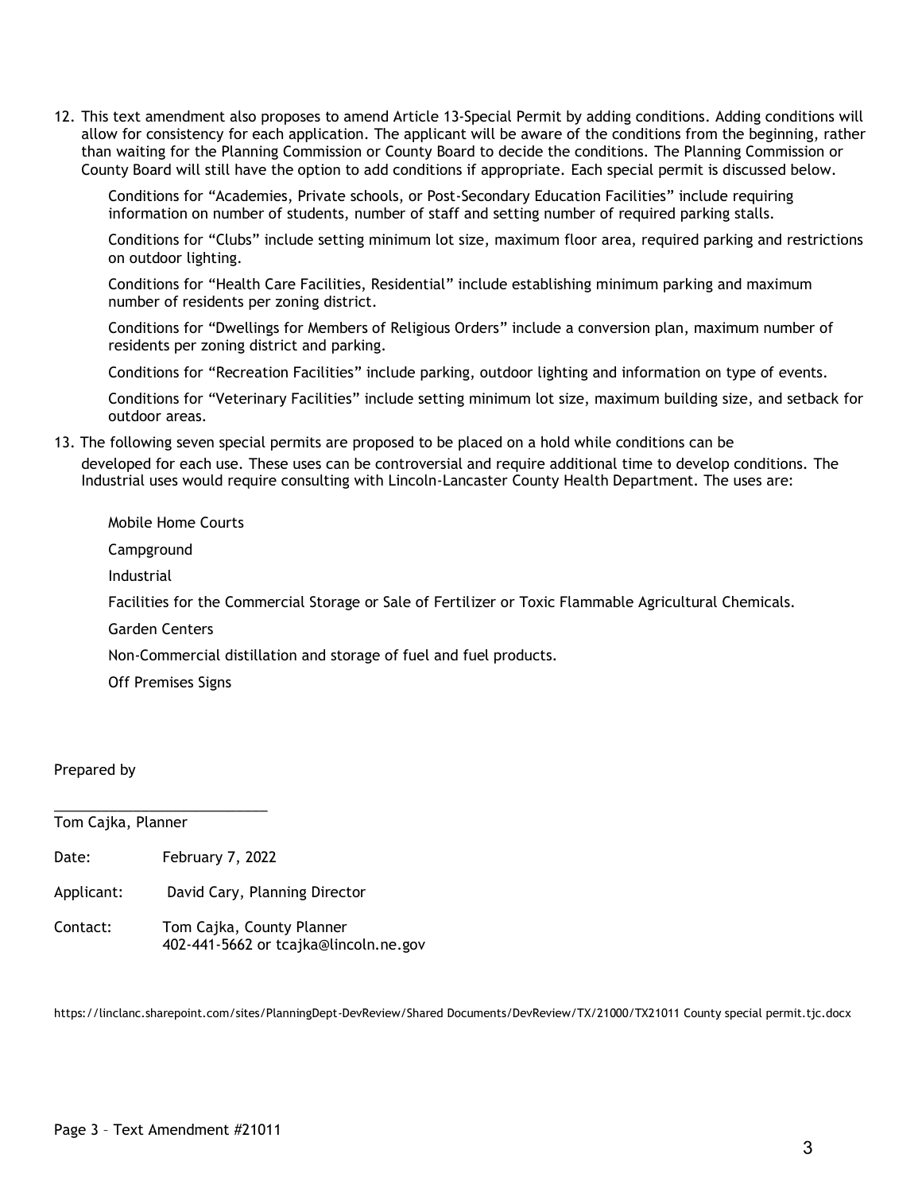12. This text amendment also proposes to amend Article 13-Special Permit by adding conditions. Adding conditions will allow for consistency for each application. The applicant will be aware of the conditions from the beginning, rather than waiting for the Planning Commission or County Board to decide the conditions. The Planning Commission or County Board will still have the option to add conditions if appropriate. Each special permit is discussed below.

    Conditions for "Academies, Private schools, or Post-Secondary Education Facilities" include requiring information on number of students, number of staff and setting number of required parking stalls.

    Conditions for "Clubs" include setting minimum lot size, maximum floor area, required parking and restrictions on outdoor lighting.

    Conditions for "Health Care Facilities, Residential" include establishing minimum parking and maximum number of residents per zoning district.

    Conditions for "Dwellings for Members of Religious Orders" include a conversion plan, maximum number of residents per zoning district and parking.

    Conditions for "Recreation Facilities" include parking, outdoor lighting and information on type of events.

    Conditions for "Veterinary Facilities" include setting minimum lot size, maximum building size, and setback for outdoor areas.

13. The following seven special permits are proposed to be placed on a hold while conditions can be developed for each use. These uses can be controversial and require additional time to develop conditions. The Industrial uses would require consulting with Lincoln-Lancaster County Health Department. The uses are:

    Mobile Home Courts

    Campground

    Industrial

    Facilities for the Commercial Storage or Sale of Fertilizer or Toxic Flammable Agricultural Chemicals.

    Garden Centers

    Non-Commercial distillation and storage of fuel and fuel products.

    Off Premises Signs

Prepared by

\_\_\_\_\_\_\_\_\_\_\_\_\_\_\_\_\_\_\_\_\_\_\_\_\_\_\_

Tom Cajka, Planner

Date: February 7, 2022

Applicant: David Cary, Planning Director

Contact: Tom Cajka, County Planner
402-441-5662 or tcajka@lincoln.ne.gov

https://linclanc.sharepoint.com/sites/PlanningDept-DevReview/Shared Documents/DevReview/TX/21000/TX21011 County special permit.tjc.docx

Page 3 – Text Amendment #21011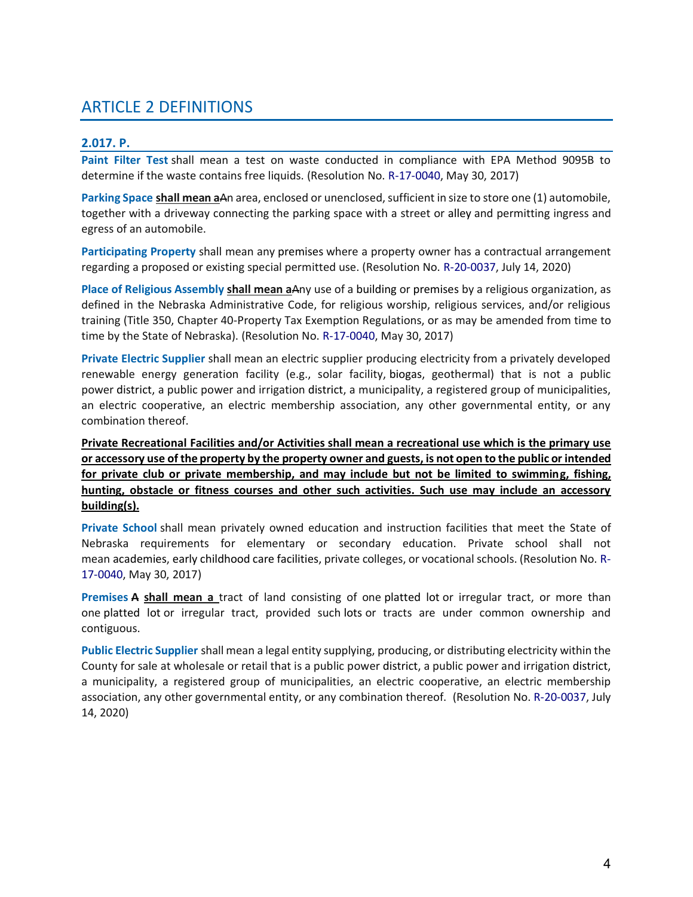## ARTICLE 2 DEFINITIONS

### 2.017. P.

**Paint Filter Test** shall mean a test on waste conducted in compliance with EPA Method 9095B to determine if the waste contains free liquids. (Resolution No. R-17-0040, May 30, 2017)

**Parking Space** **shall mean a**~~A~~n area, enclosed or unenclosed, sufficient in size to store one (1) automobile, together with a driveway connecting the parking space with a street or alley and permitting ingress and egress of an automobile.

**Participating Property** shall mean any premises where a property owner has a contractual arrangement regarding a proposed or existing special permitted use. (Resolution No. R-20-0037, July 14, 2020)

**Place of Religious Assembly** **shall mean a**~~A~~ny use of a building or premises by a religious organization, as defined in the Nebraska Administrative Code, for religious worship, religious services, and/or religious training (Title 350, Chapter 40-Property Tax Exemption Regulations, or as may be amended from time to time by the State of Nebraska). (Resolution No. R-17-0040, May 30, 2017)

**Private Electric Supplier** shall mean an electric supplier producing electricity from a privately developed renewable energy generation facility (e.g., solar facility, biogas, geothermal) that is not a public power district, a public power and irrigation district, a municipality, a registered group of municipalities, an electric cooperative, an electric membership association, any other governmental entity, or any combination thereof.

**Private Recreational Facilities and/or Activities shall mean a recreational use which is the primary use or accessory use of the property by the property owner and guests, is not open to the public or intended for private club or private membership, and may include but not be limited to swimming, fishing, hunting, obstacle or fitness courses and other such activities. Such use may include an accessory building(s).**

**Private School** shall mean privately owned education and instruction facilities that meet the State of Nebraska requirements for elementary or secondary education. Private school shall not mean academies, early childhood care facilities, private colleges, or vocational schools. (Resolution No. R-17-0040, May 30, 2017)

**Premises** ~~A~~ **shall mean a** tract of land consisting of one platted lot or irregular tract, or more than one platted lot or irregular tract, provided such lots or tracts are under common ownership and contiguous.

**Public Electric Supplier** shall mean a legal entity supplying, producing, or distributing electricity within the County for sale at wholesale or retail that is a public power district, a public power and irrigation district, a municipality, a registered group of municipalities, an electric cooperative, an electric membership association, any other governmental entity, or any combination thereof. (Resolution No. R-20-0037, July 14, 2020)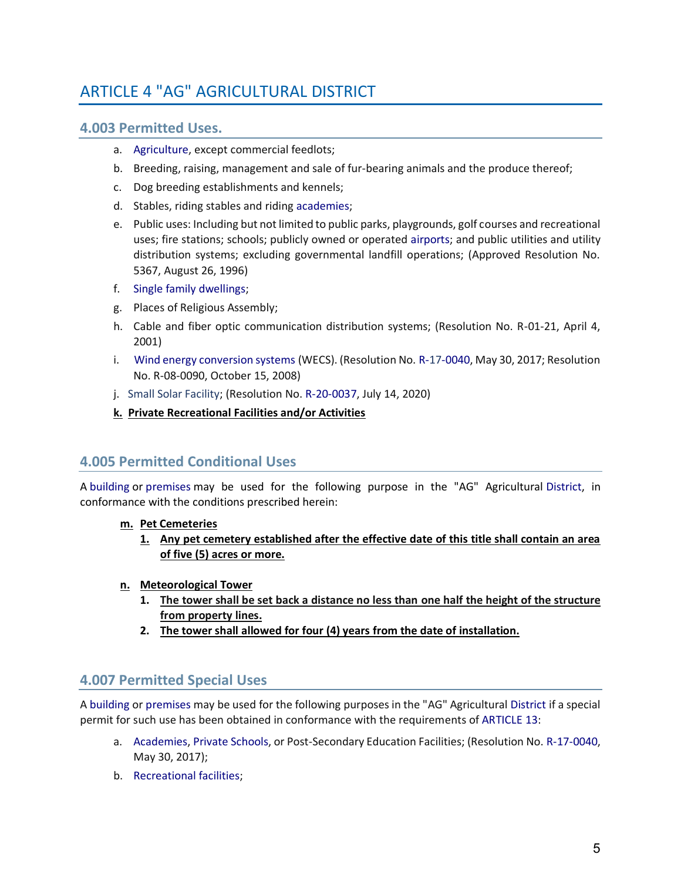# ARTICLE 4 "AG" AGRICULTURAL DISTRICT

## 4.003 Permitted Uses.

a. Agriculture, except commercial feedlots;

b. Breeding, raising, management and sale of fur-bearing animals and the produce thereof;

c. Dog breeding establishments and kennels;

d. Stables, riding stables and riding academies;

e. Public uses: Including but not limited to public parks, playgrounds, golf courses and recreational uses; fire stations; schools; publicly owned or operated airports; and public utilities and utility distribution systems; excluding governmental landfill operations; (Approved Resolution No. 5367, August 26, 1996)

f. Single family dwellings;

g. Places of Religious Assembly;

h. Cable and fiber optic communication distribution systems; (Resolution No. R-01-21, April 4, 2001)

i. Wind energy conversion systems (WECS). (Resolution No. R-17-0040, May 30, 2017; Resolution No. R-08-0090, October 15, 2008)

j. Small Solar Facility; (Resolution No. R-20-0037, July 14, 2020)

**k. Private Recreational Facilities and/or Activities**

## 4.005 Permitted Conditional Uses

A building or premises may be used for the following purpose in the "AG" Agricultural District, in conformance with the conditions prescribed herein:

**m. Pet Cemeteries**

1. **Any pet cemetery established after the effective date of this title shall contain an area of five (5) acres or more.**

**n. Meteorological Tower**

1. **The tower shall be set back a distance no less than one half the height of the structure from property lines.**
2. **The tower shall allowed for four (4) years from the date of installation.**

## 4.007 Permitted Special Uses

A building or premises may be used for the following purposes in the "AG" Agricultural District if a special permit for such use has been obtained in conformance with the requirements of ARTICLE 13:

a. Academies, Private Schools, or Post-Secondary Education Facilities; (Resolution No. R-17-0040, May 30, 2017);

b. Recreational facilities;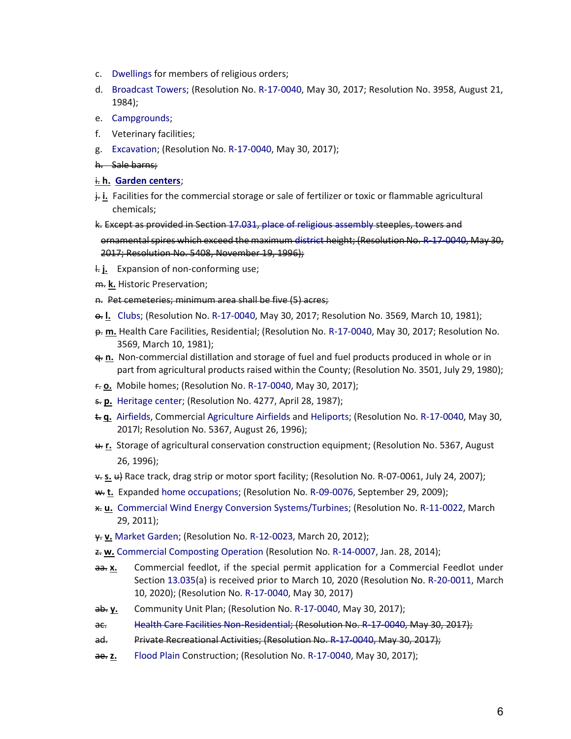c. Dwellings for members of religious orders;

d. Broadcast Towers; (Resolution No. R-17-0040, May 30, 2017; Resolution No. 3958, August 21, 1984);

e. Campgrounds;

f. Veterinary facilities;

g. Excavation; (Resolution No. R-17-0040, May 30, 2017);

~~h. Sale barns;~~

~~i.~~ **h.** **Garden centers**;

~~j.~~ **i.** Facilities for the commercial storage or sale of fertilizer or toxic or flammable agricultural chemicals;

~~k. Except as provided in Section 17.031, place of religious assembly steeples, towers and ornamental spires which exceed the maximum district height; (Resolution No. R-17-0040, May 30, 2017; Resolution No. 5408, November 19, 1996);~~

~~l.~~ **j.** Expansion of non-conforming use;

~~m.~~ **k.** Historic Preservation;

~~n. Pet cemeteries; minimum area shall be five (5) acres;~~

~~o.~~ **l.** Clubs; (Resolution No. R-17-0040, May 30, 2017; Resolution No. 3569, March 10, 1981);

~~p.~~ **m.** Health Care Facilities, Residential; (Resolution No. R-17-0040, May 30, 2017; Resolution No. 3569, March 10, 1981);

~~q.~~ **n.** Non-commercial distillation and storage of fuel and fuel products produced in whole or in part from agricultural products raised within the County; (Resolution No. 3501, July 29, 1980);

~~r.~~ **o.** Mobile homes; (Resolution No. R-17-0040, May 30, 2017);

~~s.~~ **p.** Heritage center; (Resolution No. 4277, April 28, 1987);

~~t.~~ **q.** Airfields, Commercial Agriculture Airfields and Heliports; (Resolution No. R-17-0040, May 30, 2017l; Resolution No. 5367, August 26, 1996);

~~u.~~ **r.** Storage of agricultural conservation construction equipment; (Resolution No. 5367, August 26, 1996);

~~v.~~ **s.** ~~u)~~ Race track, drag strip or motor sport facility; (Resolution No. R-07-0061, July 24, 2007);

~~w.~~ **t.** Expanded home occupations; (Resolution No. R-09-0076, September 29, 2009);

~~x.~~ **u.** Commercial Wind Energy Conversion Systems/Turbines; (Resolution No. R-11-0022, March 29, 2011);

~~y.~~ **v.** Market Garden; (Resolution No. R-12-0023, March 20, 2012);

~~z.~~ **w.** Commercial Composting Operation (Resolution No. R-14-0007, Jan. 28, 2014);

~~aa.~~ **x.** Commercial feedlot, if the special permit application for a Commercial Feedlot under Section 13.035(a) is received prior to March 10, 2020 (Resolution No. R-20-0011, March 10, 2020); (Resolution No. R-17-0040, May 30, 2017)

~~ab.~~ **y.** Community Unit Plan; (Resolution No. R-17-0040, May 30, 2017);

~~ac. Health Care Facilities Non-Residential; (Resolution No. R-17-0040, May 30, 2017);~~

~~ad. Private Recreational Activities; (Resolution No. R-17-0040, May 30, 2017);~~

~~ae.~~ **z.** Flood Plain Construction; (Resolution No. R-17-0040, May 30, 2017);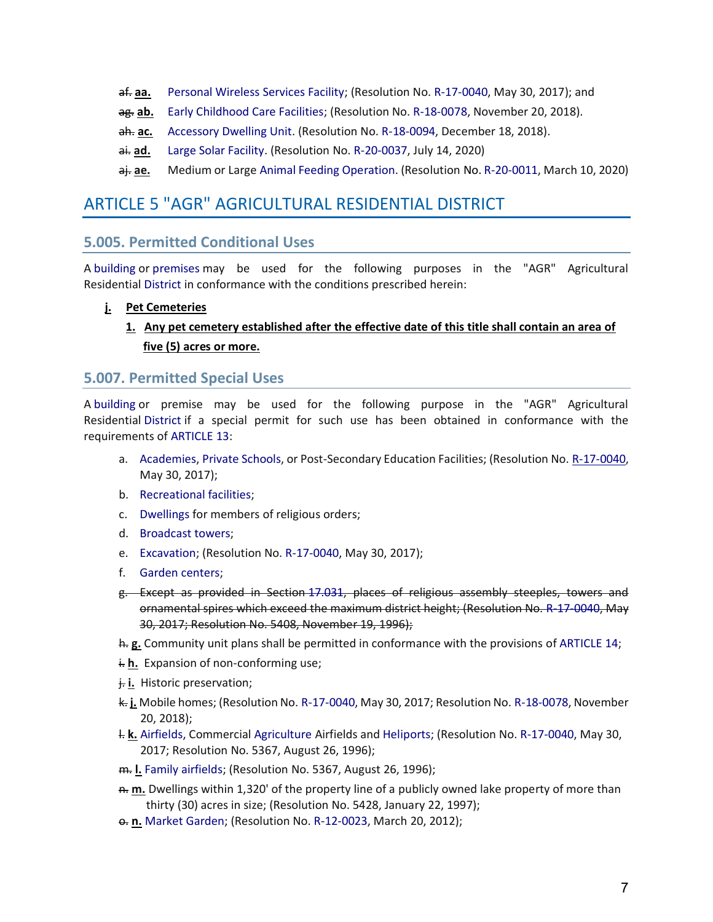~~af.~~ **aa.** Personal Wireless Services Facility; (Resolution No. R-17-0040, May 30, 2017); and

~~ag.~~ **ab.** Early Childhood Care Facilities; (Resolution No. R-18-0078, November 20, 2018).

~~ah.~~ **ac.** Accessory Dwelling Unit. (Resolution No. R-18-0094, December 18, 2018).

~~ai.~~ **ad.** Large Solar Facility. (Resolution No. R-20-0037, July 14, 2020)

~~aj.~~ **ae.** Medium or Large Animal Feeding Operation. (Resolution No. R-20-0011, March 10, 2020)

# ARTICLE 5 "AGR" AGRICULTURAL RESIDENTIAL DISTRICT

## 5.005. Permitted Conditional Uses

A building or premises may be used for the following purposes in the "AGR" Agricultural Residential District in conformance with the conditions prescribed herein:

**j. Pet Cemeteries**

**1. Any pet cemetery established after the effective date of this title shall contain an area of five (5) acres or more.**

## 5.007. Permitted Special Uses

A building or premise may be used for the following purpose in the "AGR" Agricultural Residential District if a special permit for such use has been obtained in conformance with the requirements of ARTICLE 13:

a. Academies, Private Schools, or Post-Secondary Education Facilities; (Resolution No. R-17-0040, May 30, 2017);

b. Recreational facilities;

c. Dwellings for members of religious orders;

d. Broadcast towers;

e. Excavation; (Resolution No. R-17-0040, May 30, 2017);

f. Garden centers;

~~g. Except as provided in Section 17.031, places of religious assembly steeples, towers and ornamental spires which exceed the maximum district height; (Resolution No. R-17-0040, May 30, 2017; Resolution No. 5408, November 19, 1996);~~

~~h.~~ **g.** Community unit plans shall be permitted in conformance with the provisions of ARTICLE 14;

~~i.~~ **h.** Expansion of non-conforming use;

~~j.~~ **i.** Historic preservation;

~~k.~~ **j.** Mobile homes; (Resolution No. R-17-0040, May 30, 2017; Resolution No. R-18-0078, November 20, 2018);

~~l.~~ **k.** Airfields, Commercial Agriculture Airfields and Heliports; (Resolution No. R-17-0040, May 30, 2017; Resolution No. 5367, August 26, 1996);

~~m.~~ **l.** Family airfields; (Resolution No. 5367, August 26, 1996);

~~n.~~ **m.** Dwellings within 1,320' of the property line of a publicly owned lake property of more than thirty (30) acres in size; (Resolution No. 5428, January 22, 1997);

~~o.~~ **n.** Market Garden; (Resolution No. R-12-0023, March 20, 2012);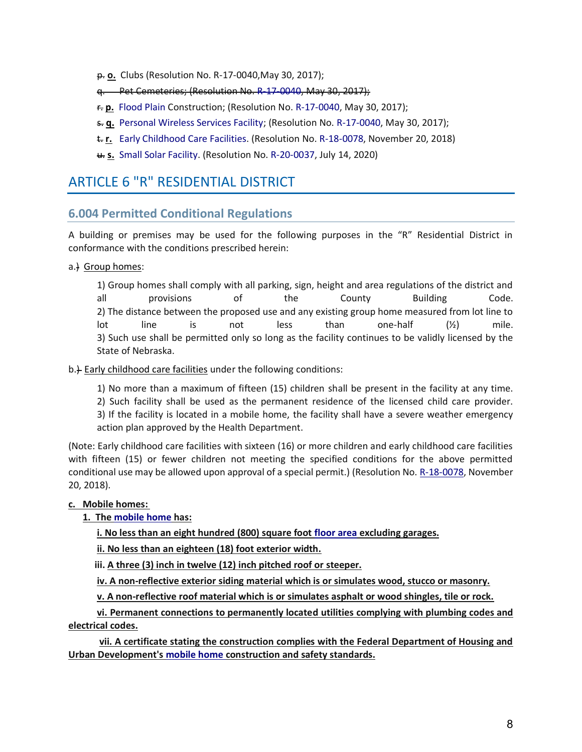~~p.~~ **o.** Clubs (Resolution No. R-17-0040,May 30, 2017);

~~q. Pet Cemeteries; (Resolution No. R-17-0040, May 30, 2017);~~

~~r.~~ **p.** Flood Plain Construction; (Resolution No. R-17-0040, May 30, 2017);

~~s.~~ **q.** Personal Wireless Services Facility; (Resolution No. R-17-0040, May 30, 2017);

~~t.~~ **r.** Early Childhood Care Facilities. (Resolution No. R-18-0078, November 20, 2018)

~~u.~~ **s.** Small Solar Facility. (Resolution No. R-20-0037, July 14, 2020)

# ARTICLE 6 "R" RESIDENTIAL DISTRICT

## 6.004 Permitted Conditional Regulations

A building or premises may be used for the following purposes in the "R" Residential District in conformance with the conditions prescribed herein:

a.~~)~~ Group homes:

1) Group homes shall comply with all parking, sign, height and area regulations of the district and all provisions of the County Building Code.
2) The distance between the proposed use and any existing group home measured from lot line to lot line is not less than one-half (½) mile.
3) Such use shall be permitted only so long as the facility continues to be validly licensed by the State of Nebraska.

b.~~)~~ Early childhood care facilities under the following conditions:

1) No more than a maximum of fifteen (15) children shall be present in the facility at any time.
2) Such facility shall be used as the permanent residence of the licensed child care provider.
3) If the facility is located in a mobile home, the facility shall have a severe weather emergency action plan approved by the Health Department.

(Note: Early childhood care facilities with sixteen (16) or more children and early childhood care facilities with fifteen (15) or fewer children not meeting the specified conditions for the above permitted conditional use may be allowed upon approval of a special permit.) (Resolution No. R-18-0078, November 20, 2018).

**c. Mobile homes:**

**1. The mobile home has:**

**i. No less than an eight hundred (800) square foot floor area excluding garages.**

**ii. No less than an eighteen (18) foot exterior width.**

**iii. A three (3) inch in twelve (12) inch pitched roof or steeper.**

**iv. A non-reflective exterior siding material which is or simulates wood, stucco or masonry.**

**v. A non-reflective roof material which is or simulates asphalt or wood shingles, tile or rock.**

**vi. Permanent connections to permanently located utilities complying with plumbing codes and electrical codes.**

**vii. A certificate stating the construction complies with the Federal Department of Housing and Urban Development's mobile home construction and safety standards.**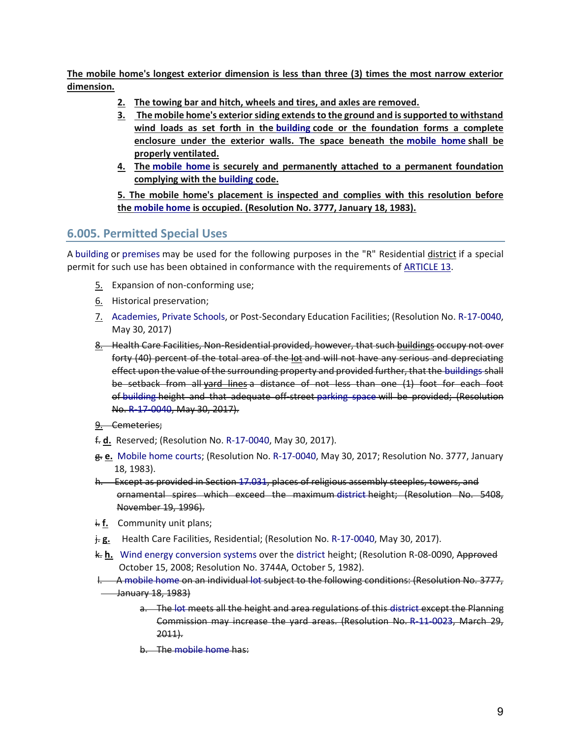**The mobile home's longest exterior dimension is less than three (3) times the most narrow exterior dimension.**

2. **The towing bar and hitch, wheels and tires, and axles are removed.**
3. **The mobile home's exterior siding extends to the ground and is supported to withstand wind loads as set forth in the building code or the foundation forms a complete enclosure under the exterior walls. The space beneath the mobile home shall be properly ventilated.**
4. **The mobile home is securely and permanently attached to a permanent foundation complying with the building code.**

**5. The mobile home's placement is inspected and complies with this resolution before the mobile home is occupied. (Resolution No. 3777, January 18, 1983).**

## 6.005. Permitted Special Uses

A building or premises may be used for the following purposes in the "R" Residential district if a special permit for such use has been obtained in conformance with the requirements of ARTICLE 13.

5. Expansion of non-conforming use;
6. Historical preservation;
7. Academies, Private Schools, or Post-Secondary Education Facilities; (Resolution No. R-17-0040, May 30, 2017)
8. ~~Health Care Facilities, Non-Residential provided, however, that such buildings occupy not over forty (40) percent of the total area of the lot and will not have any serious and depreciating effect upon the value of the surrounding property and provided further, that the buildings shall be setback from all yard lines a distance of not less than one (1) foot for each foot of building height and that adequate off-street parking space will be provided; (Resolution No. R-17-0040, May 30, 2017).~~
9. ~~Cemeteries;~~

~~f.~~ **d.** Reserved; (Resolution No. R-17-0040, May 30, 2017).

~~g.~~ **e.** Mobile home courts; (Resolution No. R-17-0040, May 30, 2017; Resolution No. 3777, January 18, 1983).

~~h. Except as provided in Section 17.031, places of religious assembly steeples, towers, and ornamental spires which exceed the maximum district height; (Resolution No. 5408, November 19, 1996).~~

~~i.~~ **f.** Community unit plans;

~~j.~~ **g.** Health Care Facilities, Residential; (Resolution No. R-17-0040, May 30, 2017).

~~k.~~ **h.** Wind energy conversion systems over the district height; (Resolution R-08-0090, ~~Approved~~ October 15, 2008; Resolution No. 3744A, October 5, 1982).

~~l. A mobile home on an individual lot subject to the following conditions: (Resolution No. 3777, January 18, 1983)~~

- ~~a. The lot meets all the height and area regulations of this district except the Planning Commission may increase the yard areas. (Resolution No. R-11-0023, March 29, 2011).~~
- ~~b. The mobile home has:~~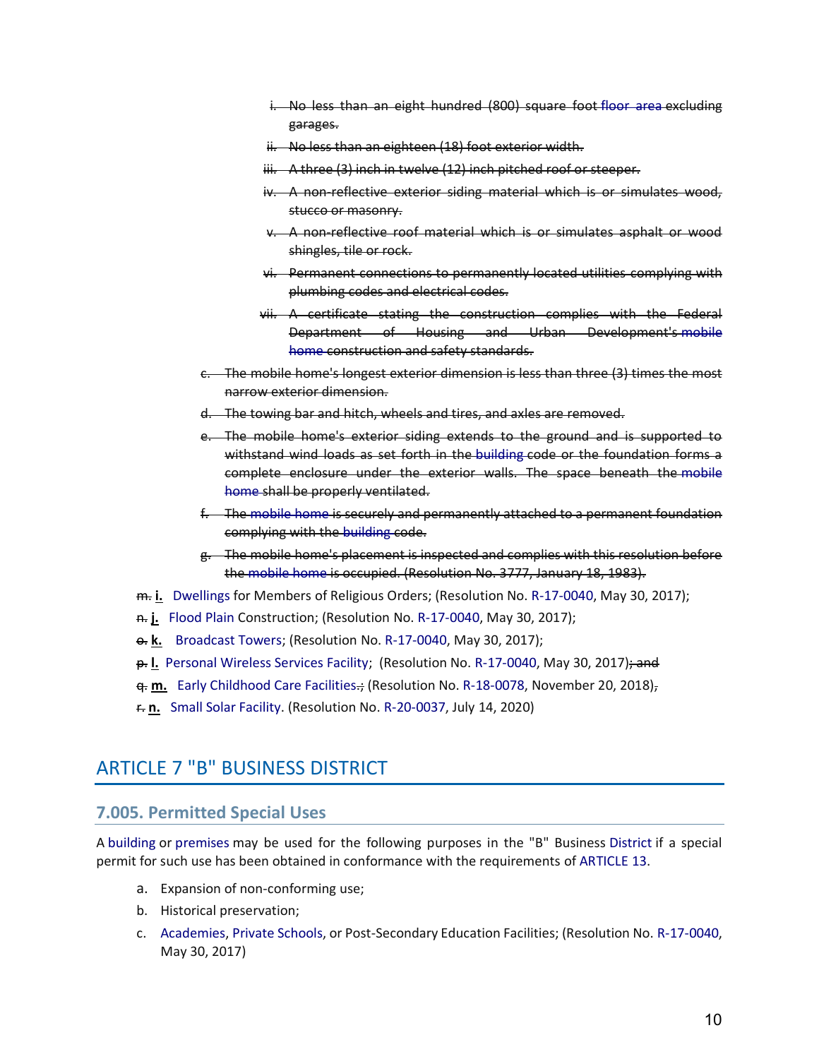i. ~~No less than an eight hundred (800) square foot floor area excluding garages.~~

ii. ~~No less than an eighteen (18) foot exterior width.~~

iii. ~~A three (3) inch in twelve (12) inch pitched roof or steeper.~~

iv. ~~A non-reflective exterior siding material which is or simulates wood, stucco or masonry.~~

v. ~~A non-reflective roof material which is or simulates asphalt or wood shingles, tile or rock.~~

vi. ~~Permanent connections to permanently located utilities complying with plumbing codes and electrical codes.~~

vii. ~~A certificate stating the construction complies with the Federal Department of Housing and Urban Development's mobile home construction and safety standards.~~

c. ~~The mobile home's longest exterior dimension is less than three (3) times the most narrow exterior dimension.~~

d. ~~The towing bar and hitch, wheels and tires, and axles are removed.~~

e. ~~The mobile home's exterior siding extends to the ground and is supported to withstand wind loads as set forth in the building code or the foundation forms a complete enclosure under the exterior walls. The space beneath the mobile home shall be properly ventilated.~~

f. ~~The mobile home is securely and permanently attached to a permanent foundation complying with the building code.~~

g. ~~The mobile home's placement is inspected and complies with this resolution before the mobile home is occupied. (Resolution No. 3777, January 18, 1983).~~

~~m.~~ **i.** Dwellings for Members of Religious Orders; (Resolution No. R-17-0040, May 30, 2017);

~~n.~~ **j.** Flood Plain Construction; (Resolution No. R-17-0040, May 30, 2017);

~~o.~~ **k.** Broadcast Towers; (Resolution No. R-17-0040, May 30, 2017);

~~p.~~ **l.** Personal Wireless Services Facility; (Resolution No. R-17-0040, May 30, 2017)~~; and~~

~~q.~~ **m.** Early Childhood Care Facilities~~.;~~ (Resolution No. R-18-0078, November 20, 2018)~~,~~

~~r.~~ **n.** Small Solar Facility. (Resolution No. R-20-0037, July 14, 2020)

## ARTICLE 7 "B" BUSINESS DISTRICT

### 7.005. Permitted Special Uses

A building or premises may be used for the following purposes in the "B" Business District if a special permit for such use has been obtained in conformance with the requirements of ARTICLE 13.

a. Expansion of non-conforming use;

b. Historical preservation;

c. Academies, Private Schools, or Post-Secondary Education Facilities; (Resolution No. R-17-0040, May 30, 2017)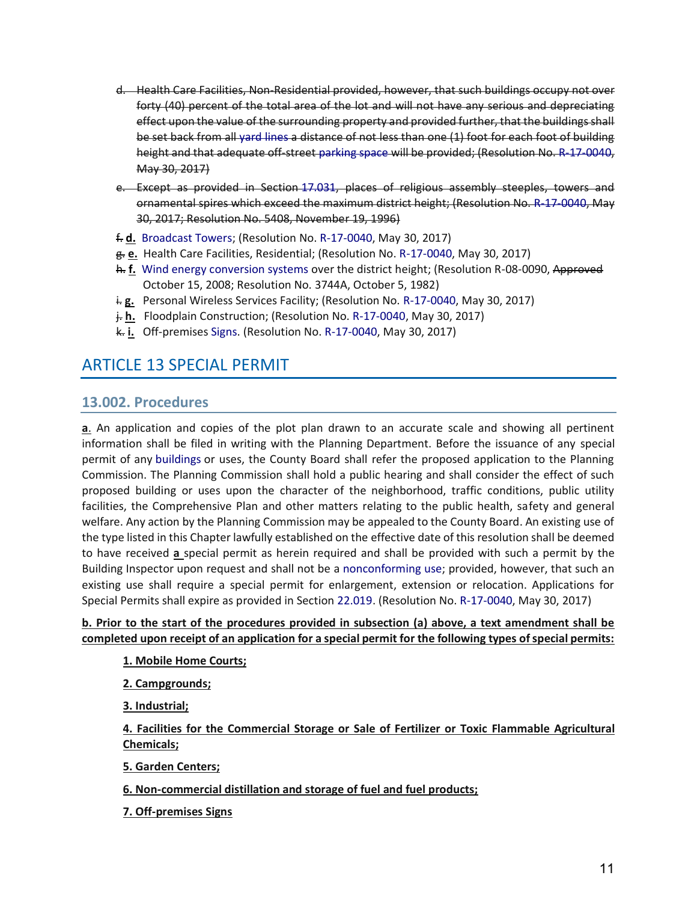- ~~d. Health Care Facilities, Non-Residential provided, however, that such buildings occupy not over forty (40) percent of the total area of the lot and will not have any serious and depreciating effect upon the value of the surrounding property and provided further, that the buildings shall be set back from all yard lines a distance of not less than one (1) foot for each foot of building height and that adequate off-street parking space will be provided; (Resolution No. R-17-0040, May 30, 2017)~~
- ~~e. Except as provided in Section 17.031, places of religious assembly steeples, towers and ornamental spires which exceed the maximum district height; (Resolution No. R-17-0040, May 30, 2017; Resolution No. 5408, November 19, 1996)~~
- ~~f.~~ **d.** Broadcast Towers; (Resolution No. R-17-0040, May 30, 2017)
- ~~g.~~ **e.** Health Care Facilities, Residential; (Resolution No. R-17-0040, May 30, 2017)
- ~~h.~~ **f.** Wind energy conversion systems over the district height; (Resolution R-08-0090, ~~Approved~~ October 15, 2008; Resolution No. 3744A, October 5, 1982)
- ~~i.~~ **g.** Personal Wireless Services Facility; (Resolution No. R-17-0040, May 30, 2017)
- ~~j.~~ **h.** Floodplain Construction; (Resolution No. R-17-0040, May 30, 2017)
- ~~k.~~ **i.** Off-premises Signs. (Resolution No. R-17-0040, May 30, 2017)

# ARTICLE 13 SPECIAL PERMIT

## 13.002. Procedures

**a**. An application and copies of the plot plan drawn to an accurate scale and showing all pertinent information shall be filed in writing with the Planning Department. Before the issuance of any special permit of any buildings or uses, the County Board shall refer the proposed application to the Planning Commission. The Planning Commission shall hold a public hearing and shall consider the effect of such proposed building or uses upon the character of the neighborhood, traffic conditions, public utility facilities, the Comprehensive Plan and other matters relating to the public health, safety and general welfare. Any action by the Planning Commission may be appealed to the County Board. An existing use of the type listed in this Chapter lawfully established on the effective date of this resolution shall be deemed to have received **a** special permit as herein required and shall be provided with such a permit by the Building Inspector upon request and shall not be a nonconforming use; provided, however, that such an existing use shall require a special permit for enlargement, extension or relocation. Applications for Special Permits shall expire as provided in Section 22.019. (Resolution No. R-17-0040, May 30, 2017)

**b. Prior to the start of the procedures provided in subsection (a) above, a text amendment shall be completed upon receipt of an application for a special permit for the following types of special permits:**

**1. Mobile Home Courts;**

**2. Campgrounds;**

**3. Industrial;**

**4. Facilities for the Commercial Storage or Sale of Fertilizer or Toxic Flammable Agricultural Chemicals;**

**5. Garden Centers;**

**6. Non-commercial distillation and storage of fuel and fuel products;**

**7. Off-premises Signs**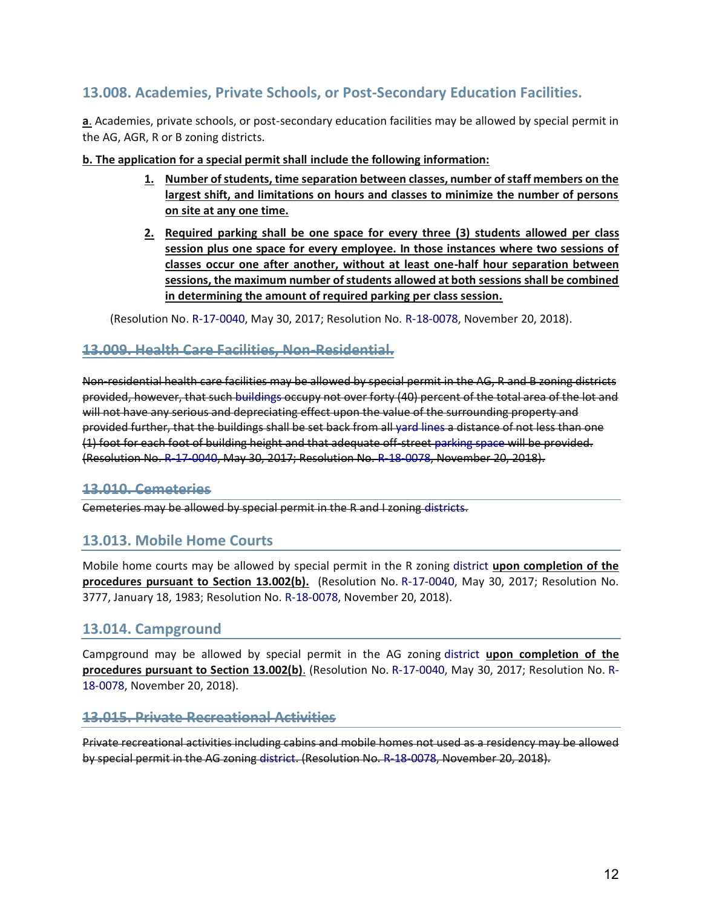## 13.008. Academies, Private Schools, or Post-Secondary Education Facilities.

**a**. Academies, private schools, or post-secondary education facilities may be allowed by special permit in the AG, AGR, R or B zoning districts.

**b. The application for a special permit shall include the following information:**

1. **Number of students, time separation between classes, number of staff members on the largest shift, and limitations on hours and classes to minimize the number of persons on site at any one time.**
2. **Required parking shall be one space for every three (3) students allowed per class session plus one space for every employee. In those instances where two sessions of classes occur one after another, without at least one-half hour separation between sessions, the maximum number of students allowed at both sessions shall be combined in determining the amount of required parking per class session.**

(Resolution No. R-17-0040, May 30, 2017; Resolution No. R-18-0078, November 20, 2018).

## ~~13.009. Health Care Facilities, Non-Residential.~~

~~Non-residential health care facilities may be allowed by special permit in the AG, R and B zoning districts provided, however, that such buildings occupy not over forty (40) percent of the total area of the lot and will not have any serious and depreciating effect upon the value of the surrounding property and provided further, that the buildings shall be set back from all yard lines a distance of not less than one (1) foot for each foot of building height and that adequate off-street parking space will be provided. (Resolution No. R-17-0040, May 30, 2017; Resolution No. R-18-0078, November 20, 2018).~~

## ~~13.010. Cemeteries~~

~~Cemeteries may be allowed by special permit in the R and I zoning districts.~~

## 13.013. Mobile Home Courts

Mobile home courts may be allowed by special permit in the R zoning district **upon completion of the procedures pursuant to Section 13.002(b).** (Resolution No. R-17-0040, May 30, 2017; Resolution No. 3777, January 18, 1983; Resolution No. R-18-0078, November 20, 2018).

## 13.014. Campground

Campground may be allowed by special permit in the AG zoning district **upon completion of the procedures pursuant to Section 13.002(b)**. (Resolution No. R-17-0040, May 30, 2017; Resolution No. R-18-0078, November 20, 2018).

## ~~13.015. Private Recreational Activities~~

~~Private recreational activities including cabins and mobile homes not used as a residency may be allowed by special permit in the AG zoning district. (Resolution No. R-18-0078, November 20, 2018).~~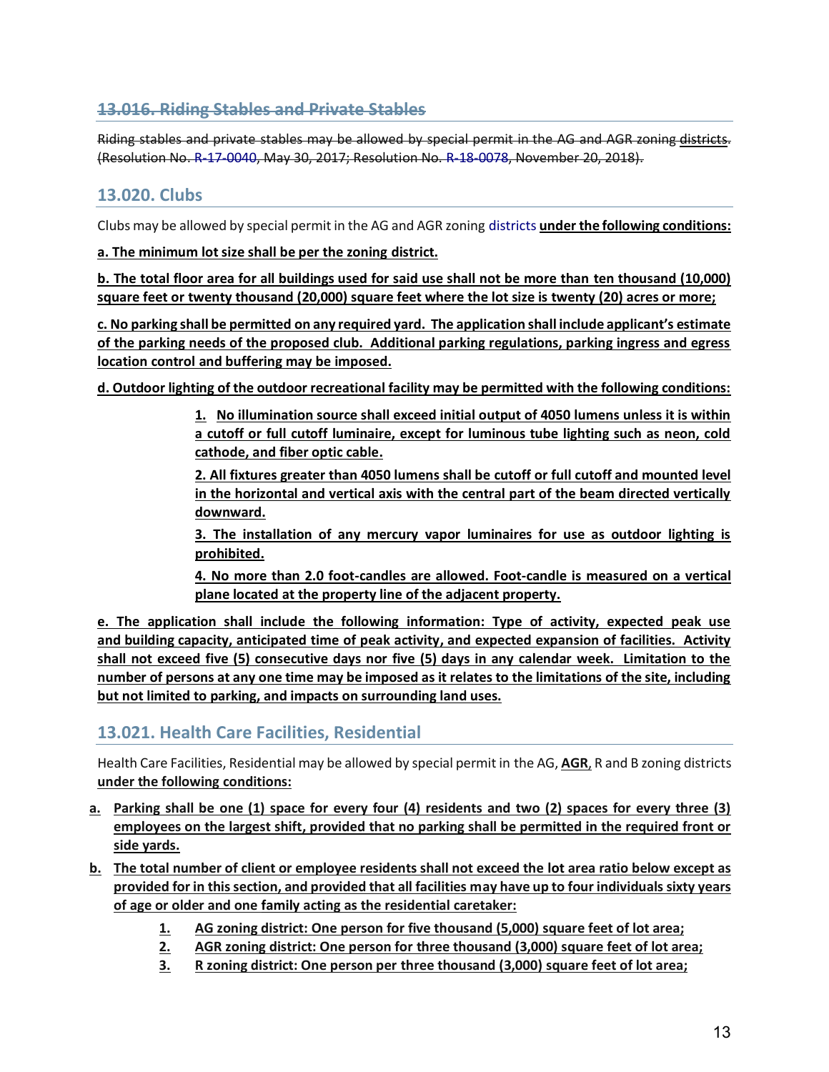## ~~13.016. Riding Stables and Private Stables~~

~~Riding stables and private stables may be allowed by special permit in the AG and AGR zoning districts. (Resolution No. R-17-0040, May 30, 2017; Resolution No. R-18-0078, November 20, 2018).~~

## 13.020. Clubs

Clubs may be allowed by special permit in the AG and AGR zoning districts **under the following conditions:**

**a. The minimum lot size shall be per the zoning district.**

**b. The total floor area for all buildings used for said use shall not be more than ten thousand (10,000) square feet or twenty thousand (20,000) square feet where the lot size is twenty (20) acres or more;**

**c. No parking shall be permitted on any required yard. The application shall include applicant's estimate of the parking needs of the proposed club. Additional parking regulations, parking ingress and egress location control and buffering may be imposed.**

**d. Outdoor lighting of the outdoor recreational facility may be permitted with the following conditions:**

> **1. No illumination source shall exceed initial output of 4050 lumens unless it is within a cutoff or full cutoff luminaire, except for luminous tube lighting such as neon, cold cathode, and fiber optic cable.**
>
> **2. All fixtures greater than 4050 lumens shall be cutoff or full cutoff and mounted level in the horizontal and vertical axis with the central part of the beam directed vertically downward.**
>
> **3. The installation of any mercury vapor luminaires for use as outdoor lighting is prohibited.**
>
> **4. No more than 2.0 foot-candles are allowed. Foot-candle is measured on a vertical plane located at the property line of the adjacent property.**

**e. The application shall include the following information: Type of activity, expected peak use and building capacity, anticipated time of peak activity, and expected expansion of facilities. Activity shall not exceed five (5) consecutive days nor five (5) days in any calendar week. Limitation to the number of persons at any one time may be imposed as it relates to the limitations of the site, including but not limited to parking, and impacts on surrounding land uses.**

## 13.021. Health Care Facilities, Residential

Health Care Facilities, Residential may be allowed by special permit in the AG, **AGR**, R and B zoning districts **under the following conditions:**

**a. Parking shall be one (1) space for every four (4) residents and two (2) spaces for every three (3) employees on the largest shift, provided that no parking shall be permitted in the required front or side yards.**

**b. The total number of client or employee residents shall not exceed the lot area ratio below except as provided for in this section, and provided that all facilities may have up to four individuals sixty years of age or older and one family acting as the residential caretaker:**

> **1. AG zoning district: One person for five thousand (5,000) square feet of lot area;**
>
> **2. AGR zoning district: One person for three thousand (3,000) square feet of lot area;**
>
> **3. R zoning district: One person per three thousand (3,000) square feet of lot area;**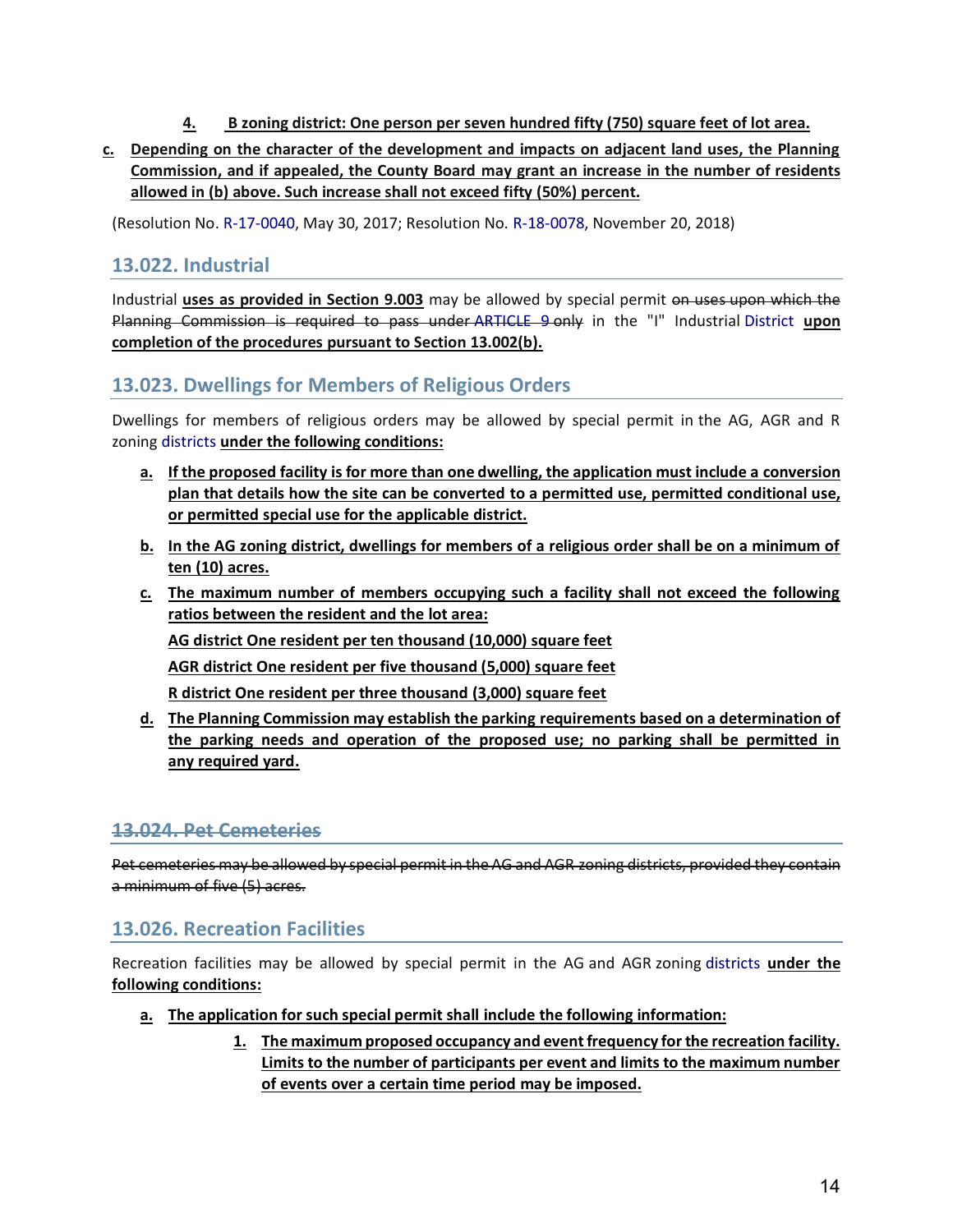4. **B zoning district: One person per seven hundred fifty (750) square feet of lot area.**

c. **Depending on the character of the development and impacts on adjacent land uses, the Planning Commission, and if appealed, the County Board may grant an increase in the number of residents allowed in (b) above. Such increase shall not exceed fifty (50%) percent.**

(Resolution No. R-17-0040, May 30, 2017; Resolution No. R-18-0078, November 20, 2018)

## 13.022. Industrial

Industrial **uses as provided in Section 9.003** may be allowed by special permit ~~on uses upon which the Planning Commission is required to pass under ARTICLE 9 only~~ in the "I" Industrial District **upon completion of the procedures pursuant to Section 13.002(b).**

## 13.023. Dwellings for Members of Religious Orders

Dwellings for members of religious orders may be allowed by special permit in the AG, AGR and R zoning districts **under the following conditions:**

a. **If the proposed facility is for more than one dwelling, the application must include a conversion plan that details how the site can be converted to a permitted use, permitted conditional use, or permitted special use for the applicable district.**

b. **In the AG zoning district, dwellings for members of a religious order shall be on a minimum of ten (10) acres.**

c. **The maximum number of members occupying such a facility shall not exceed the following ratios between the resident and the lot area:**

   **AG district One resident per ten thousand (10,000) square feet**

   **AGR district One resident per five thousand (5,000) square feet**

   **R district One resident per three thousand (3,000) square feet**

d. **The Planning Commission may establish the parking requirements based on a determination of the parking needs and operation of the proposed use; no parking shall be permitted in any required yard.**

## ~~13.024. Pet Cemeteries~~

~~Pet cemeteries may be allowed by special permit in the AG and AGR zoning districts, provided they contain a minimum of five (5) acres.~~

## 13.026. Recreation Facilities

Recreation facilities may be allowed by special permit in the AG and AGR zoning districts **under the following conditions:**

a. **The application for such special permit shall include the following information:**

   1. **The maximum proposed occupancy and event frequency for the recreation facility. Limits to the number of participants per event and limits to the maximum number of events over a certain time period may be imposed.**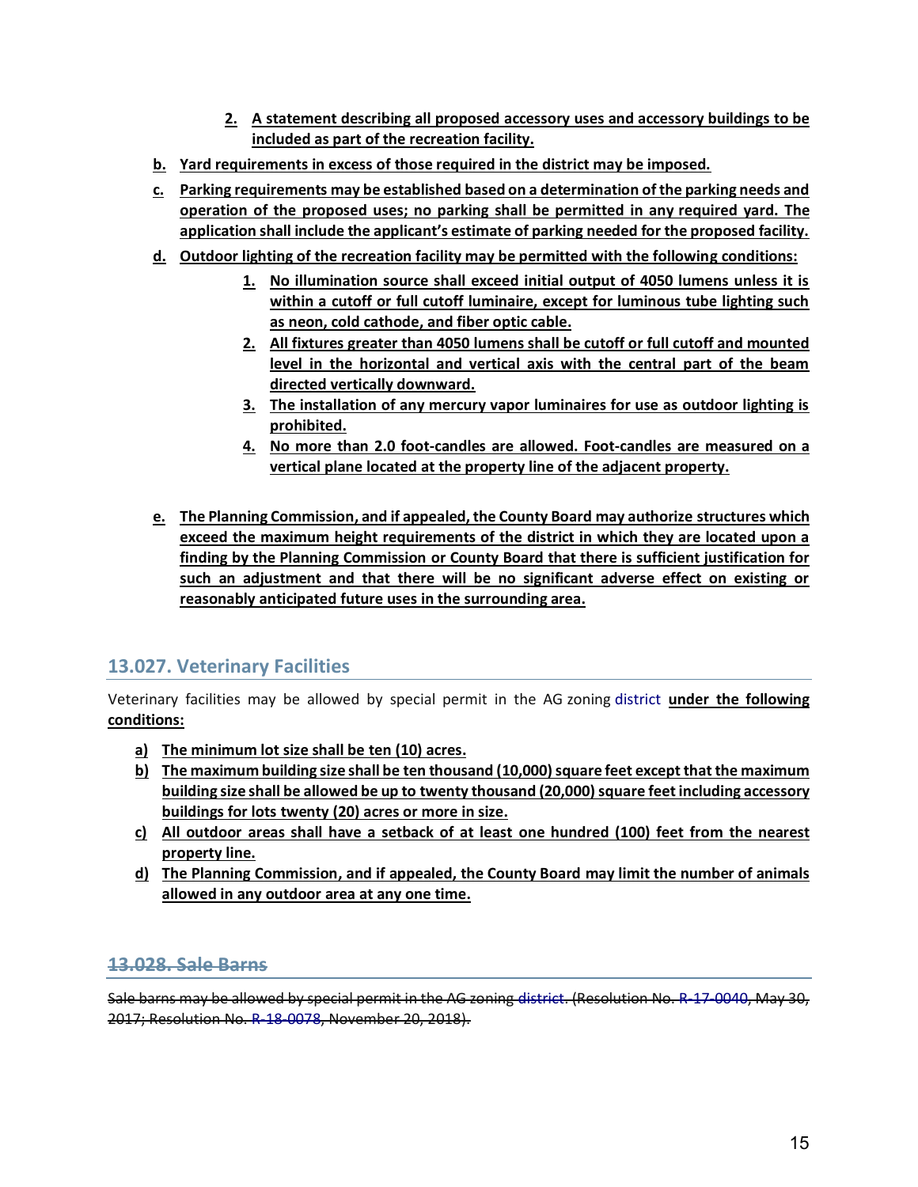2. **A statement describing all proposed accessory uses and accessory buildings to be included as part of the recreation facility.**

b. **Yard requirements in excess of those required in the district may be imposed.**

c. **Parking requirements may be established based on a determination of the parking needs and operation of the proposed uses; no parking shall be permitted in any required yard. The application shall include the applicant's estimate of parking needed for the proposed facility.**

d. **Outdoor lighting of the recreation facility may be permitted with the following conditions:**

   1. **No illumination source shall exceed initial output of 4050 lumens unless it is within a cutoff or full cutoff luminaire, except for luminous tube lighting such as neon, cold cathode, and fiber optic cable.**
   2. **All fixtures greater than 4050 lumens shall be cutoff or full cutoff and mounted level in the horizontal and vertical axis with the central part of the beam directed vertically downward.**
   3. **The installation of any mercury vapor luminaires for use as outdoor lighting is prohibited.**
   4. **No more than 2.0 foot-candles are allowed. Foot-candles are measured on a vertical plane located at the property line of the adjacent property.**

e. **The Planning Commission, and if appealed, the County Board may authorize structures which exceed the maximum height requirements of the district in which they are located upon a finding by the Planning Commission or County Board that there is sufficient justification for such an adjustment and that there will be no significant adverse effect on existing or reasonably anticipated future uses in the surrounding area.**

## 13.027. Veterinary Facilities

Veterinary facilities may be allowed by special permit in the AG zoning district **under the following conditions:**

a) **The minimum lot size shall be ten (10) acres.**

b) **The maximum building size shall be ten thousand (10,000) square feet except that the maximum building size shall be allowed be up to twenty thousand (20,000) square feet including accessory buildings for lots twenty (20) acres or more in size.**

c) **All outdoor areas shall have a setback of at least one hundred (100) feet from the nearest property line.**

d) **The Planning Commission, and if appealed, the County Board may limit the number of animals allowed in any outdoor area at any one time.**

## ~~13.028. Sale Barns~~

~~Sale barns may be allowed by special permit in the AG zoning district. (Resolution No. R-17-0040, May 30, 2017; Resolution No. R-18-0078, November 20, 2018).~~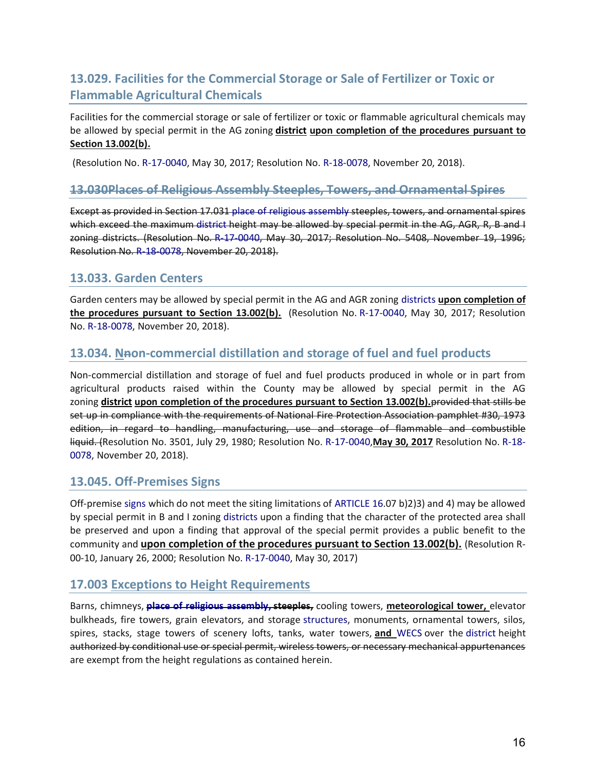## 13.029. Facilities for the Commercial Storage or Sale of Fertilizer or Toxic or Flammable Agricultural Chemicals

Facilities for the commercial storage or sale of fertilizer or toxic or flammable agricultural chemicals may be allowed by special permit in the AG zoning **district** **upon completion of the procedures pursuant to Section 13.002(b).**

(Resolution No. R-17-0040, May 30, 2017; Resolution No. R-18-0078, November 20, 2018).

## ~~13.030Places of Religious Assembly Steeples, Towers, and Ornamental Spires~~

~~Except as provided in Section 17.031 place of religious assembly steeples, towers, and ornamental spires which exceed the maximum district height may be allowed by special permit in the AG, AGR, R, B and I zoning districts. (Resolution No. R-17-0040, May 30, 2017; Resolution No. 5408, November 19, 1996; Resolution No. R-18-0078, November 20, 2018).~~

## 13.033. Garden Centers

Garden centers may be allowed by special permit in the AG and AGR zoning districts **upon completion of the procedures pursuant to Section 13.002(b).** (Resolution No. R-17-0040, May 30, 2017; Resolution No. R-18-0078, November 20, 2018).

## 13.034. **N**~~n~~on-commercial distillation and storage of fuel and fuel products

Non-commercial distillation and storage of fuel and fuel products produced in whole or in part from agricultural products raised within the County may be allowed by special permit in the AG zoning **district** **upon completion of the procedures pursuant to Section 13.002(b).**~~provided that stills be set up in compliance with the requirements of National Fire Protection Association pamphlet #30, 1973 edition, in regard to handling, manufacturing, use and storage of flammable and combustible liquid.~~ (Resolution No. 3501, July 29, 1980; Resolution No. R-17-0040,**May 30, 2017** Resolution No. R-18-0078, November 20, 2018).

## 13.045. Off-Premises Signs

Off-premise signs which do not meet the siting limitations of ARTICLE 16.07 b)2)3) and 4) may be allowed by special permit in B and I zoning districts upon a finding that the character of the protected area shall be preserved and upon a finding that approval of the special permit provides a public benefit to the community and **upon completion of the procedures pursuant to Section 13.002(b).** (Resolution R-00-10, January 26, 2000; Resolution No. R-17-0040, May 30, 2017)

## 17.003 Exceptions to Height Requirements

Barns, chimneys, ~~**place of religious assembly, steeples,**~~ cooling towers, **meteorological tower,** elevator bulkheads, fire towers, grain elevators, and storage structures, monuments, ornamental towers, silos, spires, stacks, stage towers of scenery lofts, tanks, water towers, **and** WECS over the district height ~~authorized by conditional use or special permit, wireless towers, or necessary mechanical appurtenances~~ are exempt from the height regulations as contained herein.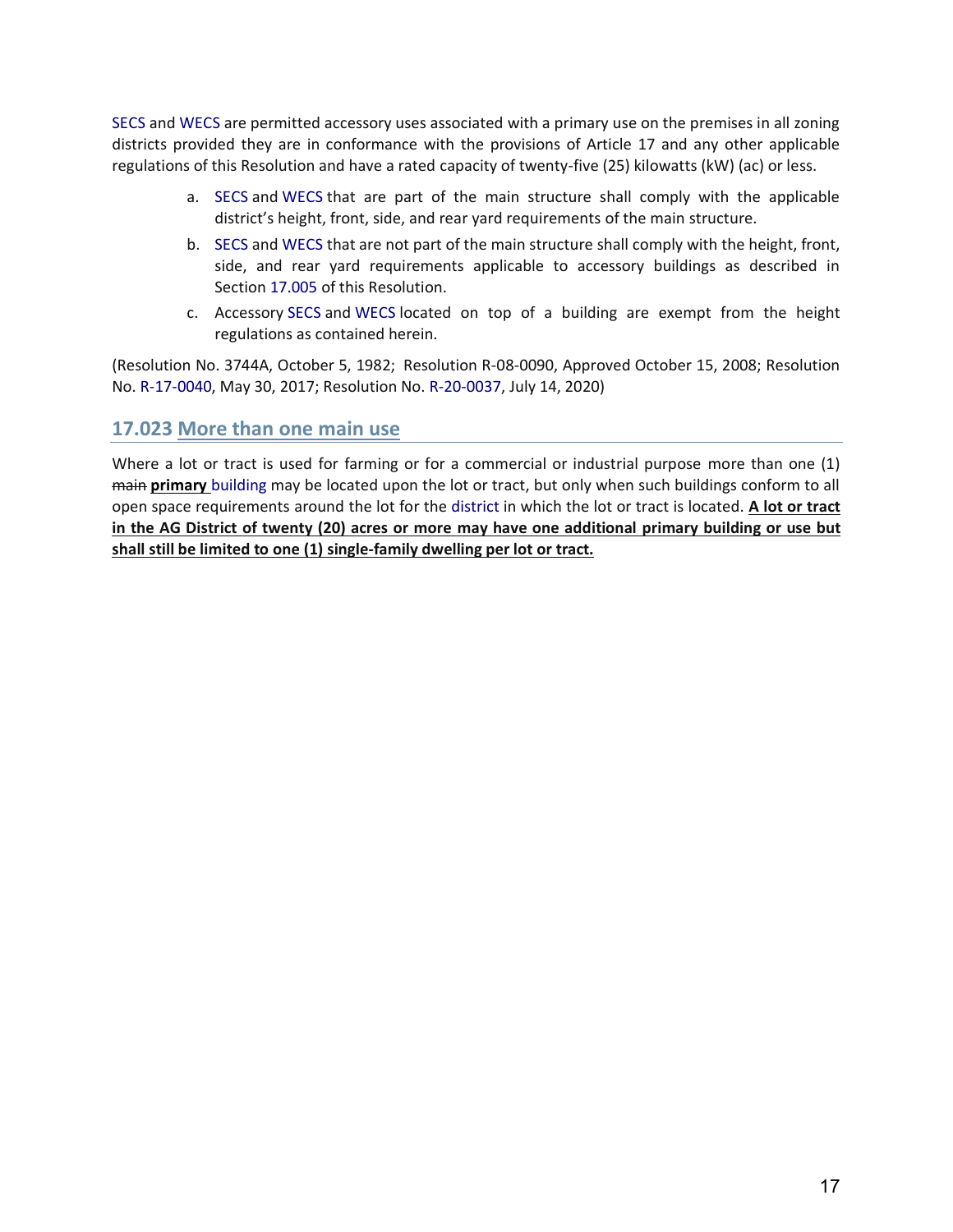SECS and WECS are permitted accessory uses associated with a primary use on the premises in all zoning districts provided they are in conformance with the provisions of Article 17 and any other applicable regulations of this Resolution and have a rated capacity of twenty-five (25) kilowatts (kW) (ac) or less.

a. SECS and WECS that are part of the main structure shall comply with the applicable district's height, front, side, and rear yard requirements of the main structure.

b. SECS and WECS that are not part of the main structure shall comply with the height, front, side, and rear yard requirements applicable to accessory buildings as described in Section 17.005 of this Resolution.

c. Accessory SECS and WECS located on top of a building are exempt from the height regulations as contained herein.

(Resolution No. 3744A, October 5, 1982; Resolution R-08-0090, Approved October 15, 2008; Resolution No. R-17-0040, May 30, 2017; Resolution No. R-20-0037, July 14, 2020)

## 17.023 More than one main use

Where a lot or tract is used for farming or for a commercial or industrial purpose more than one (1) ~~main~~ **primary** building may be located upon the lot or tract, but only when such buildings conform to all open space requirements around the lot for the district in which the lot or tract is located. **A lot or tract in the AG District of twenty (20) acres or more may have one additional primary building or use but shall still be limited to one (1) single-family dwelling per lot or tract.**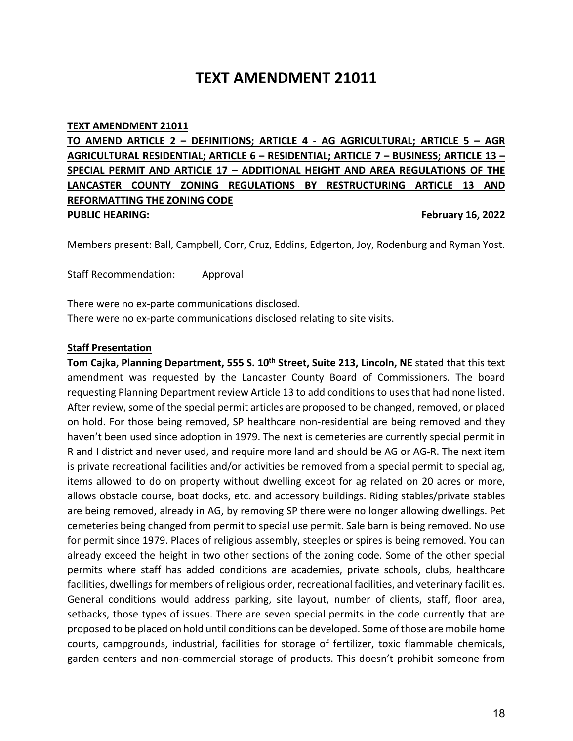# TEXT AMENDMENT 21011

**TEXT AMENDMENT 21011**

**TO AMEND ARTICLE 2 – DEFINITIONS; ARTICLE 4 - AG AGRICULTURAL; ARTICLE 5 – AGR AGRICULTURAL RESIDENTIAL; ARTICLE 6 – RESIDENTIAL; ARTICLE 7 – BUSINESS; ARTICLE 13 – SPECIAL PERMIT AND ARTICLE 17 – ADDITIONAL HEIGHT AND AREA REGULATIONS OF THE LANCASTER COUNTY ZONING REGULATIONS BY RESTRUCTURING ARTICLE 13 AND REFORMATTING THE ZONING CODE**

**PUBLIC HEARING:** **February 16, 2022**

Members present: Ball, Campbell, Corr, Cruz, Eddins, Edgerton, Joy, Rodenburg and Ryman Yost.

Staff Recommendation: Approval

There were no ex-parte communications disclosed.
There were no ex-parte communications disclosed relating to site visits.

**Staff Presentation**

**Tom Cajka, Planning Department, 555 S. 10th Street, Suite 213, Lincoln, NE** stated that this text amendment was requested by the Lancaster County Board of Commissioners. The board requesting Planning Department review Article 13 to add conditions to uses that had none listed. After review, some of the special permit articles are proposed to be changed, removed, or placed on hold. For those being removed, SP healthcare non-residential are being removed and they haven't been used since adoption in 1979. The next is cemeteries are currently special permit in R and I district and never used, and require more land and should be AG or AG-R. The next item is private recreational facilities and/or activities be removed from a special permit to special ag, items allowed to do on property without dwelling except for ag related on 20 acres or more, allows obstacle course, boat docks, etc. and accessory buildings. Riding stables/private stables are being removed, already in AG, by removing SP there were no longer allowing dwellings. Pet cemeteries being changed from permit to special use permit. Sale barn is being removed. No use for permit since 1979. Places of religious assembly, steeples or spires is being removed. You can already exceed the height in two other sections of the zoning code. Some of the other special permits where staff has added conditions are academies, private schools, clubs, healthcare facilities, dwellings for members of religious order, recreational facilities, and veterinary facilities. General conditions would address parking, site layout, number of clients, staff, floor area, setbacks, those types of issues. There are seven special permits in the code currently that are proposed to be placed on hold until conditions can be developed. Some of those are mobile home courts, campgrounds, industrial, facilities for storage of fertilizer, toxic flammable chemicals, garden centers and non-commercial storage of products. This doesn't prohibit someone from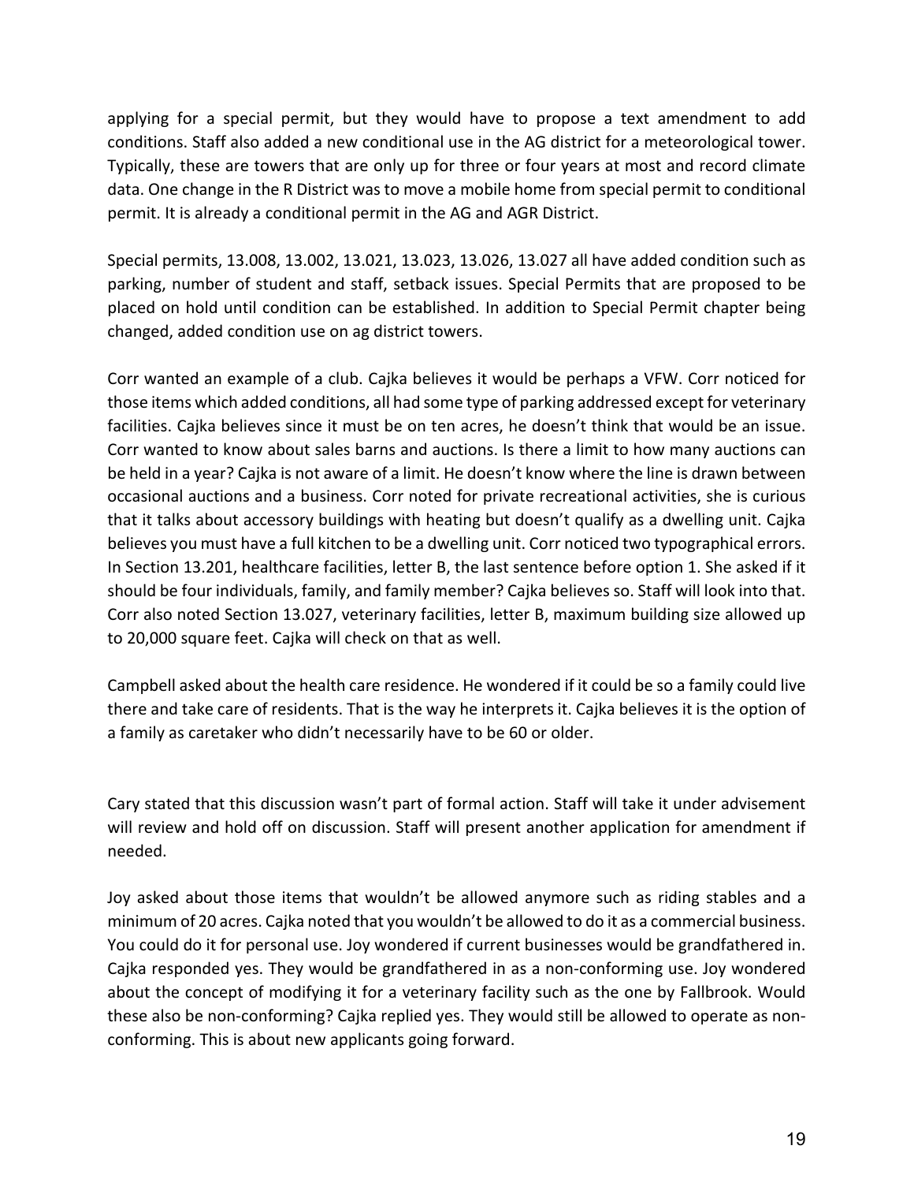applying for a special permit, but they would have to propose a text amendment to add conditions. Staff also added a new conditional use in the AG district for a meteorological tower. Typically, these are towers that are only up for three or four years at most and record climate data. One change in the R District was to move a mobile home from special permit to conditional permit. It is already a conditional permit in the AG and AGR District.

Special permits, 13.008, 13.002, 13.021, 13.023, 13.026, 13.027 all have added condition such as parking, number of student and staff, setback issues. Special Permits that are proposed to be placed on hold until condition can be established. In addition to Special Permit chapter being changed, added condition use on ag district towers.

Corr wanted an example of a club. Cajka believes it would be perhaps a VFW. Corr noticed for those items which added conditions, all had some type of parking addressed except for veterinary facilities. Cajka believes since it must be on ten acres, he doesn't think that would be an issue. Corr wanted to know about sales barns and auctions. Is there a limit to how many auctions can be held in a year? Cajka is not aware of a limit. He doesn't know where the line is drawn between occasional auctions and a business. Corr noted for private recreational activities, she is curious that it talks about accessory buildings with heating but doesn't qualify as a dwelling unit. Cajka believes you must have a full kitchen to be a dwelling unit. Corr noticed two typographical errors. In Section 13.201, healthcare facilities, letter B, the last sentence before option 1. She asked if it should be four individuals, family, and family member? Cajka believes so. Staff will look into that. Corr also noted Section 13.027, veterinary facilities, letter B, maximum building size allowed up to 20,000 square feet. Cajka will check on that as well.

Campbell asked about the health care residence. He wondered if it could be so a family could live there and take care of residents. That is the way he interprets it. Cajka believes it is the option of a family as caretaker who didn't necessarily have to be 60 or older.

Cary stated that this discussion wasn't part of formal action. Staff will take it under advisement will review and hold off on discussion. Staff will present another application for amendment if needed.

Joy asked about those items that wouldn't be allowed anymore such as riding stables and a minimum of 20 acres. Cajka noted that you wouldn't be allowed to do it as a commercial business. You could do it for personal use. Joy wondered if current businesses would be grandfathered in. Cajka responded yes. They would be grandfathered in as a non-conforming use. Joy wondered about the concept of modifying it for a veterinary facility such as the one by Fallbrook. Would these also be non-conforming? Cajka replied yes. They would still be allowed to operate as non-conforming. This is about new applicants going forward.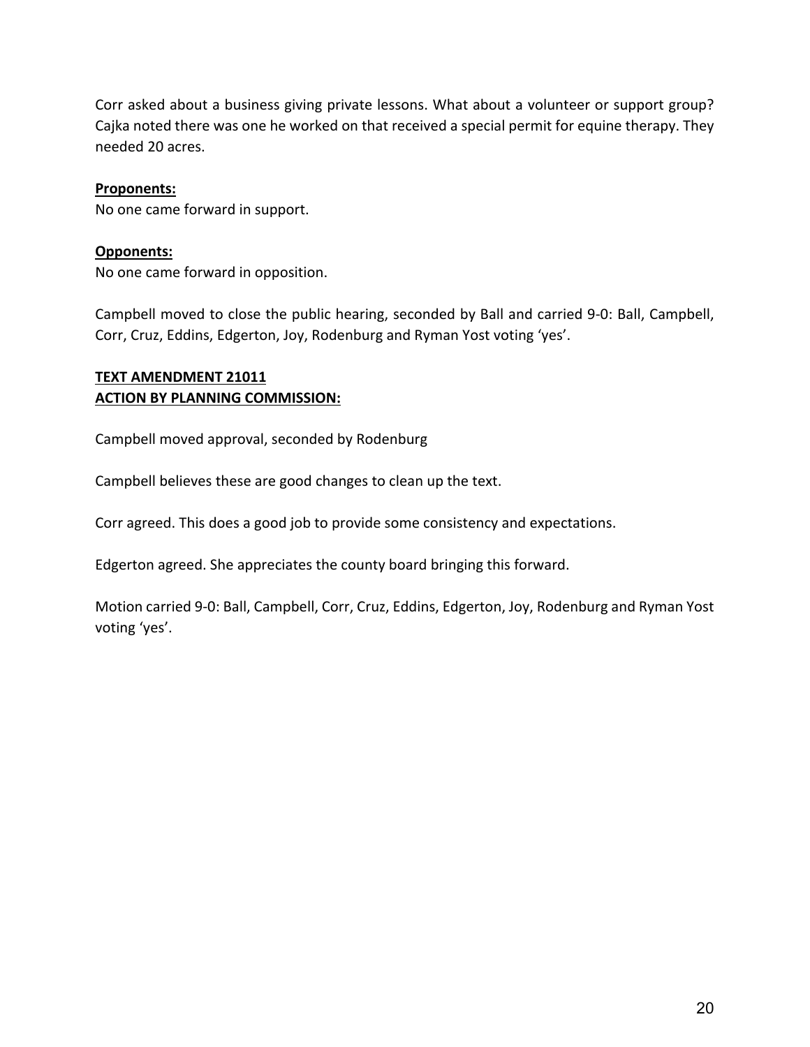Corr asked about a business giving private lessons. What about a volunteer or support group? Cajka noted there was one he worked on that received a special permit for equine therapy. They needed 20 acres.

**Proponents:**

No one came forward in support.

**Opponents:**

No one came forward in opposition.

Campbell moved to close the public hearing, seconded by Ball and carried 9-0: Ball, Campbell, Corr, Cruz, Eddins, Edgerton, Joy, Rodenburg and Ryman Yost voting 'yes'.

**TEXT AMENDMENT 21011**
**ACTION BY PLANNING COMMISSION:**

Campbell moved approval, seconded by Rodenburg

Campbell believes these are good changes to clean up the text.

Corr agreed. This does a good job to provide some consistency and expectations.

Edgerton agreed. She appreciates the county board bringing this forward.

Motion carried 9-0: Ball, Campbell, Corr, Cruz, Eddins, Edgerton, Joy, Rodenburg and Ryman Yost voting 'yes'.